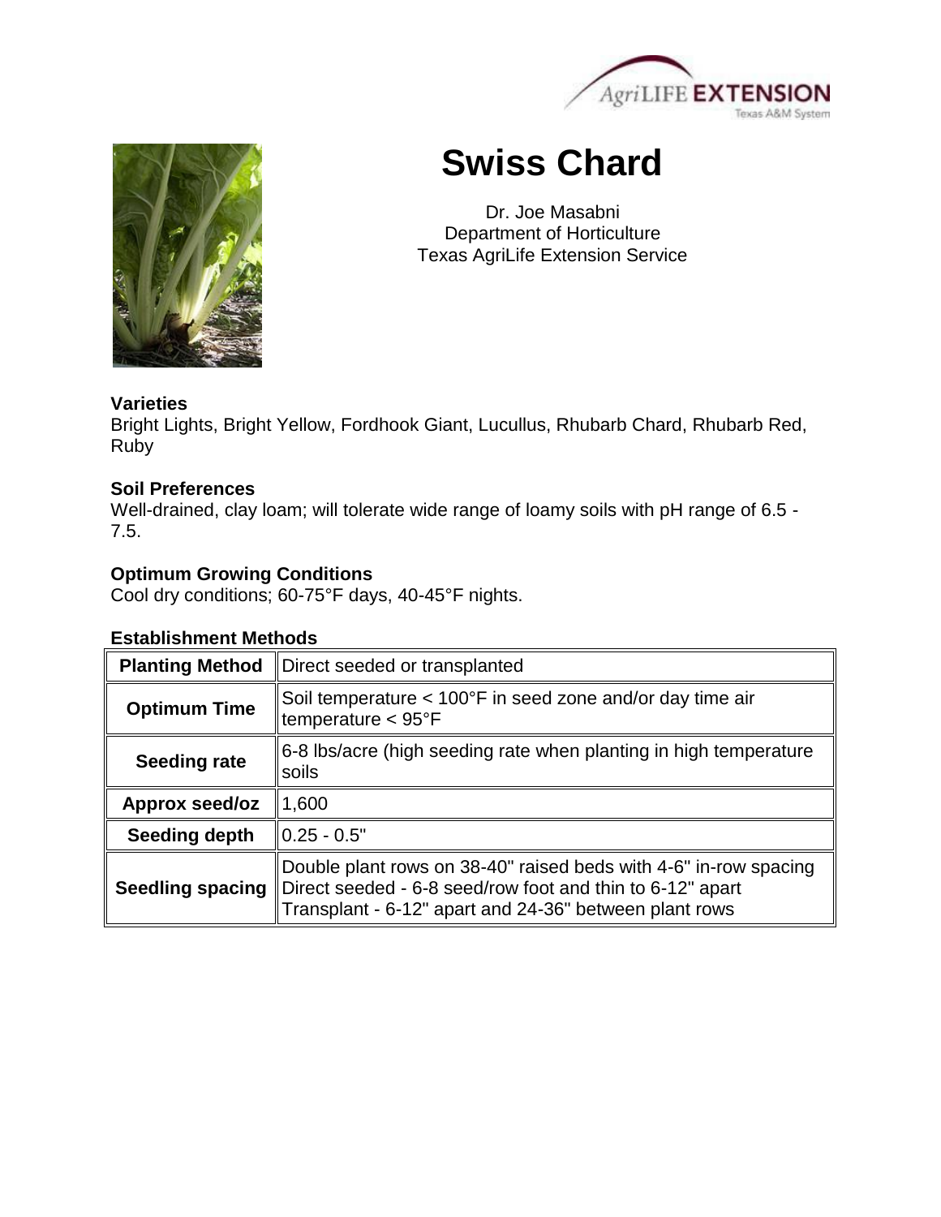# Swiss Chard

Dr. Joe Masabni
Department of Horticulture
Texas AgriLife Extension Service

### Varieties

Bright Lights, Bright Yellow, Fordhook Giant, Lucullus, Rhubarb Chard, Rhubarb Red, Ruby

### Soil Preferences

Well-drained, clay loam; will tolerate wide range of loamy soils with pH range of 6.5 - 7.5.

### Optimum Growing Conditions

Cool dry conditions; 60-75°F days, 40-45°F nights.

### Establishment Methods

| **Planting Method** | Direct seeded or transplanted |
|---|---|
| **Optimum Time** | Soil temperature < 100°F in seed zone and/or day time air temperature < 95°F |
| **Seeding rate** | 6-8 lbs/acre (high seeding rate when planting in high temperature soils |
| **Approx seed/oz** | 1,600 |
| **Seeding depth** | 0.25 - 0.5" |
| **Seedling spacing** | Double plant rows on 38-40" raised beds with 4-6" in-row spacing<br>Direct seeded - 6-8 seed/row foot and thin to 6-12" apart<br>Transplant - 6-12" apart and 24-36" between plant rows |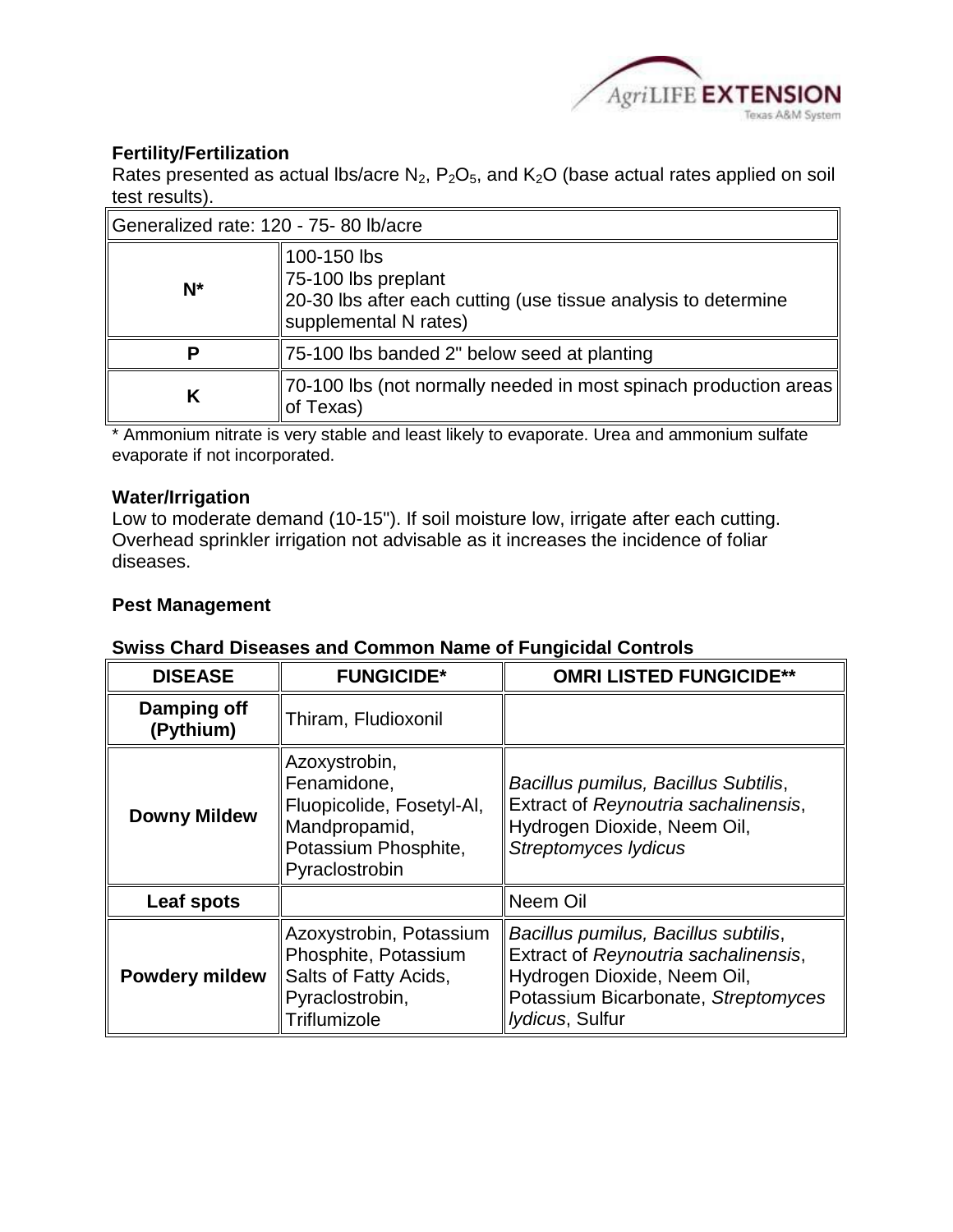### Fertility/Fertilization

Rates presented as actual lbs/acre $N_2$, $P_2O_5$, and $K_2O$ (base actual rates applied on soil test results).

| Generalized rate: 120 - 75- 80 lb/acre | |
|---|---|
| **N*** | 100-150 lbs<br>75-100 lbs preplant<br>20-30 lbs after each cutting (use tissue analysis to determine supplemental N rates) |
| **P** | 75-100 lbs banded 2" below seed at planting |
| **K** | 70-100 lbs (not normally needed in most spinach production areas of Texas) |

* Ammonium nitrate is very stable and least likely to evaporate. Urea and ammonium sulfate evaporate if not incorporated.

### Water/Irrigation

Low to moderate demand (10-15"). If soil moisture low, irrigate after each cutting. Overhead sprinkler irrigation not advisable as it increases the incidence of foliar diseases.

### Pest Management

**Swiss Chard Diseases and Common Name of Fungicidal Controls**

| DISEASE | FUNGICIDE* | OMRI LISTED FUNGICIDE** |
|---|---|---|
| **Damping off (Pythium)** | Thiram, Fludioxonil | |
| **Downy Mildew** | Azoxystrobin, Fenamidone, Fluopicolide, Fosetyl-Al, Mandpropamid, Potassium Phosphite, Pyraclostrobin | *Bacillus pumilus, Bacillus Subtilis*, Extract of *Reynoutria sachalinensis*, Hydrogen Dioxide, Neem Oil, *Streptomyces lydicus* |
| **Leaf spots** | | Neem Oil |
| **Powdery mildew** | Azoxystrobin, Potassium Phosphite, Potassium Salts of Fatty Acids, Pyraclostrobin, Triflumizole | *Bacillus pumilus, Bacillus subtilis*, Extract of *Reynoutria sachalinensis*, Hydrogen Dioxide, Neem Oil, Potassium Bicarbonate, *Streptomyces lydicus*, Sulfur |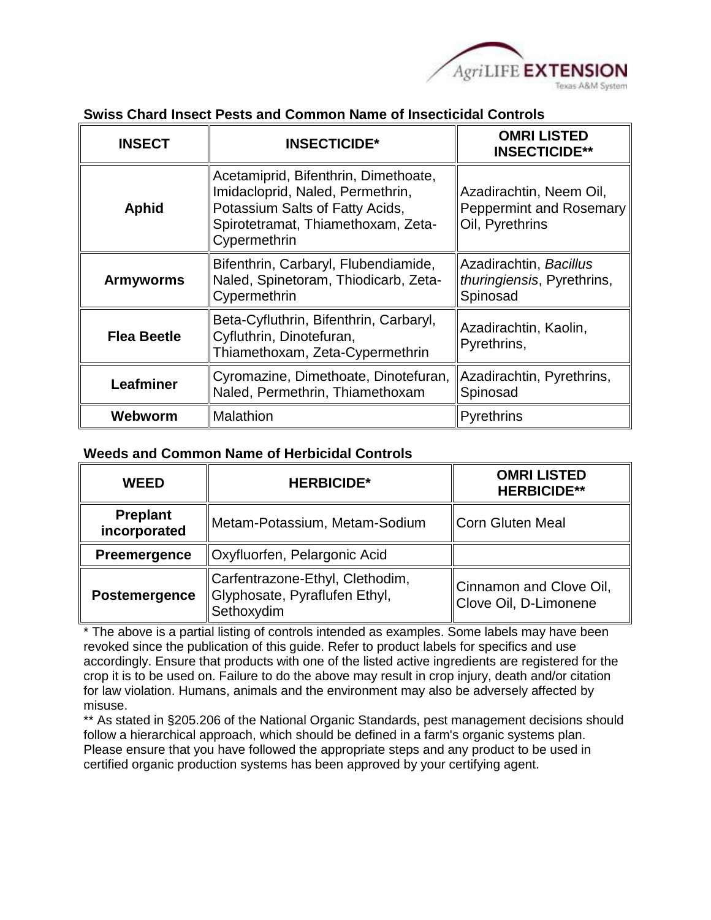### Swiss Chard Insect Pests and Common Name of Insecticidal Controls

| INSECT | INSECTICIDE* | OMRI LISTED INSECTICIDE** |
|---|---|---|
| **Aphid** | Acetamiprid, Bifenthrin, Dimethoate, Imidacloprid, Naled, Permethrin, Potassium Salts of Fatty Acids, Spirotetramat, Thiamethoxam, Zeta-Cypermethrin | Azadirachtin, Neem Oil, Peppermint and Rosemary Oil, Pyrethrins |
| **Armyworms** | Bifenthrin, Carbaryl, Flubendiamide, Naled, Spinetoram, Thiodicarb, Zeta-Cypermethrin | Azadirachtin, *Bacillus thuringiensis*, Pyrethrins, Spinosad |
| **Flea Beetle** | Beta-Cyfluthrin, Bifenthrin, Carbaryl, Cyfluthrin, Dinotefuran, Thiamethoxam, Zeta-Cypermethrin | Azadirachtin, Kaolin, Pyrethrins, |
| **Leafminer** | Cyromazine, Dimethoate, Dinotefuran, Naled, Permethrin, Thiamethoxam | Azadirachtin, Pyrethrins, Spinosad |
| **Webworm** | Malathion | Pyrethrins |

### Weeds and Common Name of Herbicidal Controls

| WEED | HERBICIDE* | OMRI LISTED HERBICIDE** |
|---|---|---|
| **Preplant incorporated** | Metam-Potassium, Metam-Sodium | Corn Gluten Meal |
| **Preemergence** | Oxyfluorfen, Pelargonic Acid | |
| **Postemergence** | Carfentrazone-Ethyl, Clethodim, Glyphosate, Pyraflufen Ethyl, Sethoxydim | Cinnamon and Clove Oil, Clove Oil, D-Limonene |

* The above is a partial listing of controls intended as examples. Some labels may have been revoked since the publication of this guide. Refer to product labels for specifics and use accordingly. Ensure that products with one of the listed active ingredients are registered for the crop it is to be used on. Failure to do the above may result in crop injury, death and/or citation for law violation. Humans, animals and the environment may also be adversely affected by misuse.

** As stated in §205.206 of the National Organic Standards, pest management decisions should follow a hierarchical approach, which should be defined in a farm's organic systems plan. Please ensure that you have followed the appropriate steps and any product to be used in certified organic production systems has been approved by your certifying agent.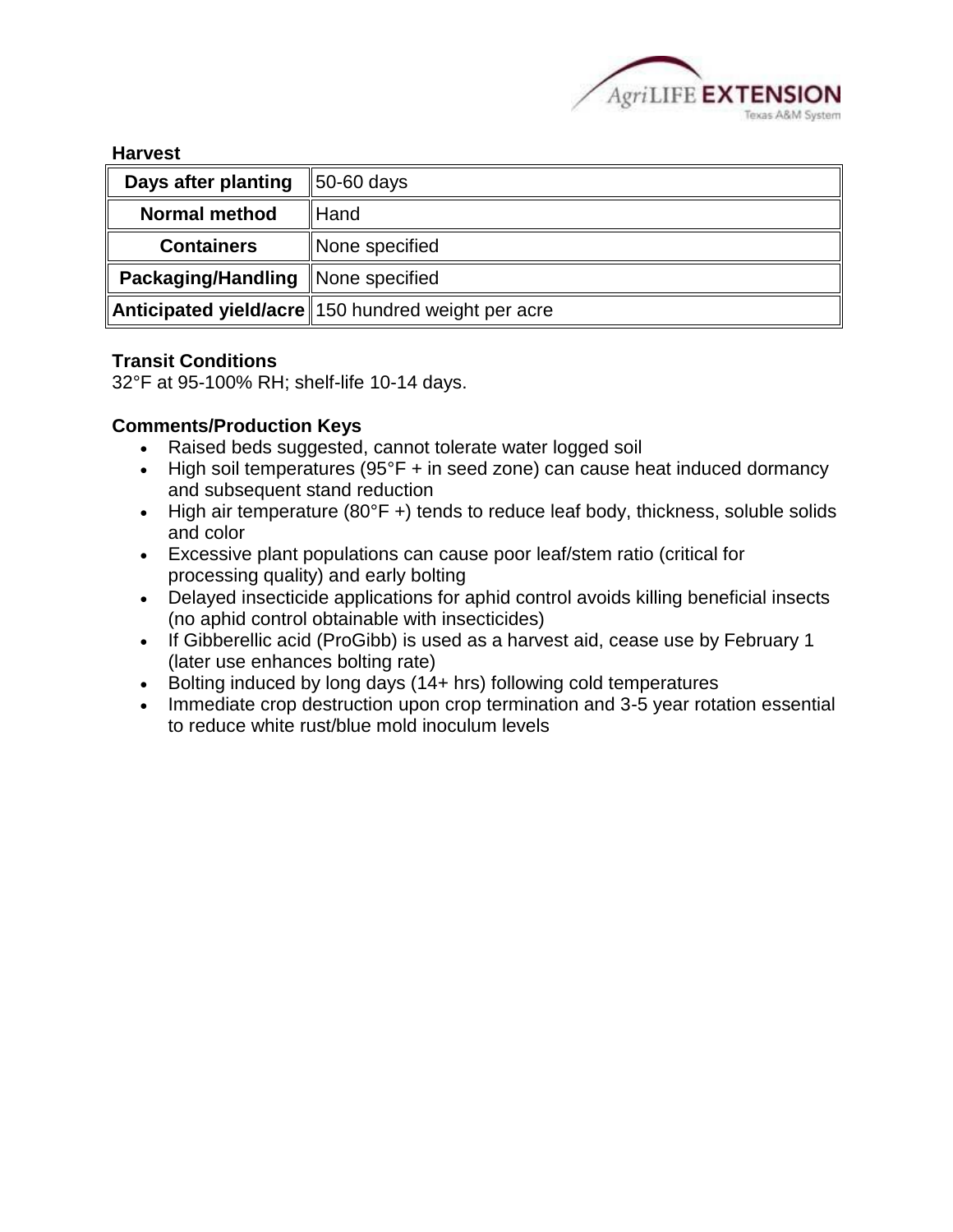**Harvest**

| | |
|---|---|
| **Days after planting** | 50-60 days |
| **Normal method** | Hand |
| **Containers** | None specified |
| **Packaging/Handling** | None specified |
| **Anticipated yield/acre** | 150 hundred weight per acre |

**Transit Conditions**

32°F at 95-100% RH; shelf-life 10-14 days.

**Comments/Production Keys**

- Raised beds suggested, cannot tolerate water logged soil
- High soil temperatures (95°F + in seed zone) can cause heat induced dormancy and subsequent stand reduction
- High air temperature (80°F +) tends to reduce leaf body, thickness, soluble solids and color
- Excessive plant populations can cause poor leaf/stem ratio (critical for processing quality) and early bolting
- Delayed insecticide applications for aphid control avoids killing beneficial insects (no aphid control obtainable with insecticides)
- If Gibberellic acid (ProGibb) is used as a harvest aid, cease use by February 1 (later use enhances bolting rate)
- Bolting induced by long days (14+ hrs) following cold temperatures
- Immediate crop destruction upon crop termination and 3-5 year rotation essential to reduce white rust/blue mold inoculum levels